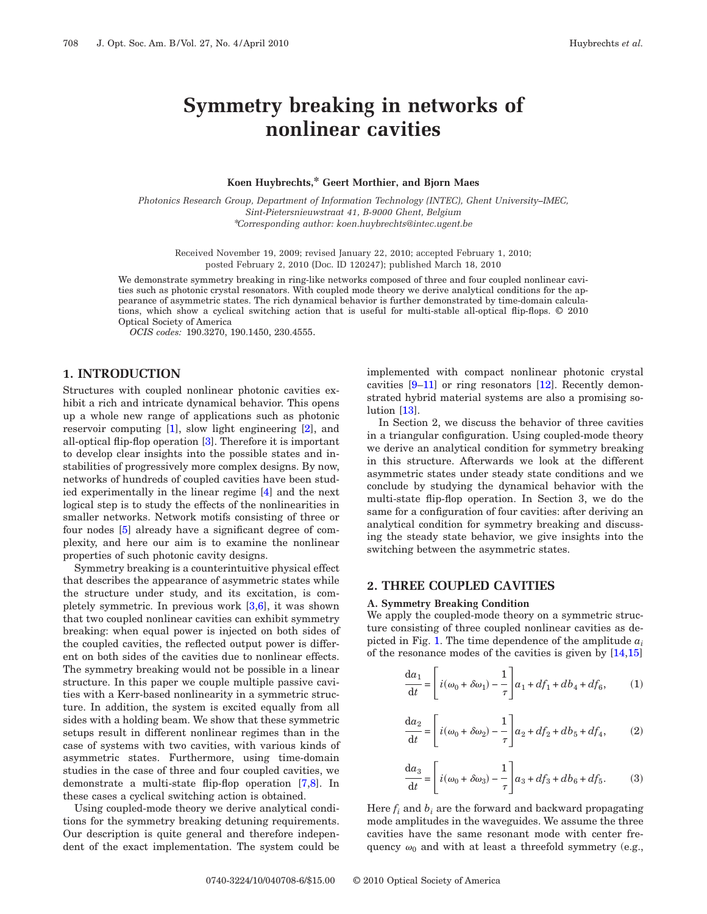# Symmetry breaking in networks of nonlinear cavities

**Koen Huybrechts,* Geert Morthier, and Bjorn Maes**

*Photonics Research Group, Department of Information Technology (INTEC), Ghent University–IMEC, Sint-Pietersnieuwstraat 41, B-9000 Ghent, Belgium*
*\*Corresponding author: koen.huybrechts@intec.ugent.be*

Received November 19, 2009; revised January 22, 2010; accepted February 1, 2010; posted February 2, 2010 (Doc. ID 120247); published March 18, 2010

We demonstrate symmetry breaking in ring-like networks composed of three and four coupled nonlinear cavities such as photonic crystal resonators. With coupled mode theory we derive analytical conditions for the appearance of asymmetric states. The rich dynamical behavior is further demonstrated by time-domain calculations, which show a cyclical switching action that is useful for multi-stable all-optical flip-flops. © 2010 Optical Society of America

*OCIS codes:* 190.3270, 190.1450, 230.4555.

## 1. INTRODUCTION

Structures with coupled nonlinear photonic cavities exhibit a rich and intricate dynamical behavior. This opens up a whole new range of applications such as photonic reservoir computing [1], slow light engineering [2], and all-optical flip-flop operation [3]. Therefore it is important to develop clear insights into the possible states and instabilities of progressively more complex designs. By now, networks of hundreds of coupled cavities have been studied experimentally in the linear regime [4] and the next logical step is to study the effects of the nonlinearities in smaller networks. Network motifs consisting of three or four nodes [5] already have a significant degree of complexity, and here our aim is to examine the nonlinear properties of such photonic cavity designs.

Symmetry breaking is a counterintuitive physical effect that describes the appearance of asymmetric states while the structure under study, and its excitation, is completely symmetric. In previous work [3,6], it was shown that two coupled nonlinear cavities can exhibit symmetry breaking: when equal power is injected on both sides of the coupled cavities, the reflected output power is different on both sides of the cavities due to nonlinear effects. The symmetry breaking would not be possible in a linear structure. In this paper we couple multiple passive cavities with a Kerr-based nonlinearity in a symmetric structure. In addition, the system is excited equally from all sides with a holding beam. We show that these symmetric setups result in different nonlinear regimes than in the case of systems with two cavities, with various kinds of asymmetric states. Furthermore, using time-domain studies in the case of three and four coupled cavities, we demonstrate a multi-state flip-flop operation [7,8]. In these cases a cyclical switching action is obtained.

Using coupled-mode theory we derive analytical conditions for the symmetry breaking detuning requirements. Our description is quite general and therefore independent of the exact implementation. The system could be implemented with compact nonlinear photonic crystal cavities [9–11] or ring resonators [12]. Recently demonstrated hybrid material systems are also a promising solution [13].

In Section 2, we discuss the behavior of three cavities in a triangular configuration. Using coupled-mode theory we derive an analytical condition for symmetry breaking in this structure. Afterwards we look at the different asymmetric states under steady state conditions and we conclude by studying the dynamical behavior with the multi-state flip-flop operation. In Section 3, we do the same for a configuration of four cavities: after deriving an analytical condition for symmetry breaking and discussing the steady state behavior, we give insights into the switching between the asymmetric states.

## 2. THREE COUPLED CAVITIES

### A. Symmetry Breaking Condition

We apply the coupled-mode theory on a symmetric structure consisting of three coupled nonlinear cavities as depicted in Fig. 1. The time dependence of the amplitude $a_i$ of the resonance modes of the cavities is given by [14,15]

$$\frac{\mathrm{d}a_1}{\mathrm{d}t} = \left[ i(\omega_0 + \delta\omega_1) - \frac{1}{\tau} \right] a_1 + df_1 + db_4 + df_6, \qquad (1)$$

$$\frac{\mathrm{d}a_2}{\mathrm{d}t} = \left[ i(\omega_0 + \delta\omega_2) - \frac{1}{\tau} \right] a_2 + df_2 + db_5 + df_4, \qquad (2)$$

$$\frac{\mathrm{d}a_3}{\mathrm{d}t} = \left[ i(\omega_0 + \delta\omega_3) - \frac{1}{\tau} \right] a_3 + df_3 + db_6 + df_5. \qquad (3)$$

Here $f_i$ and $b_i$ are the forward and backward propagating mode amplitudes in the waveguides. We assume the three cavities have the same resonant mode with center frequency $\omega_0$ and with at least a threefold symmetry (e.g.,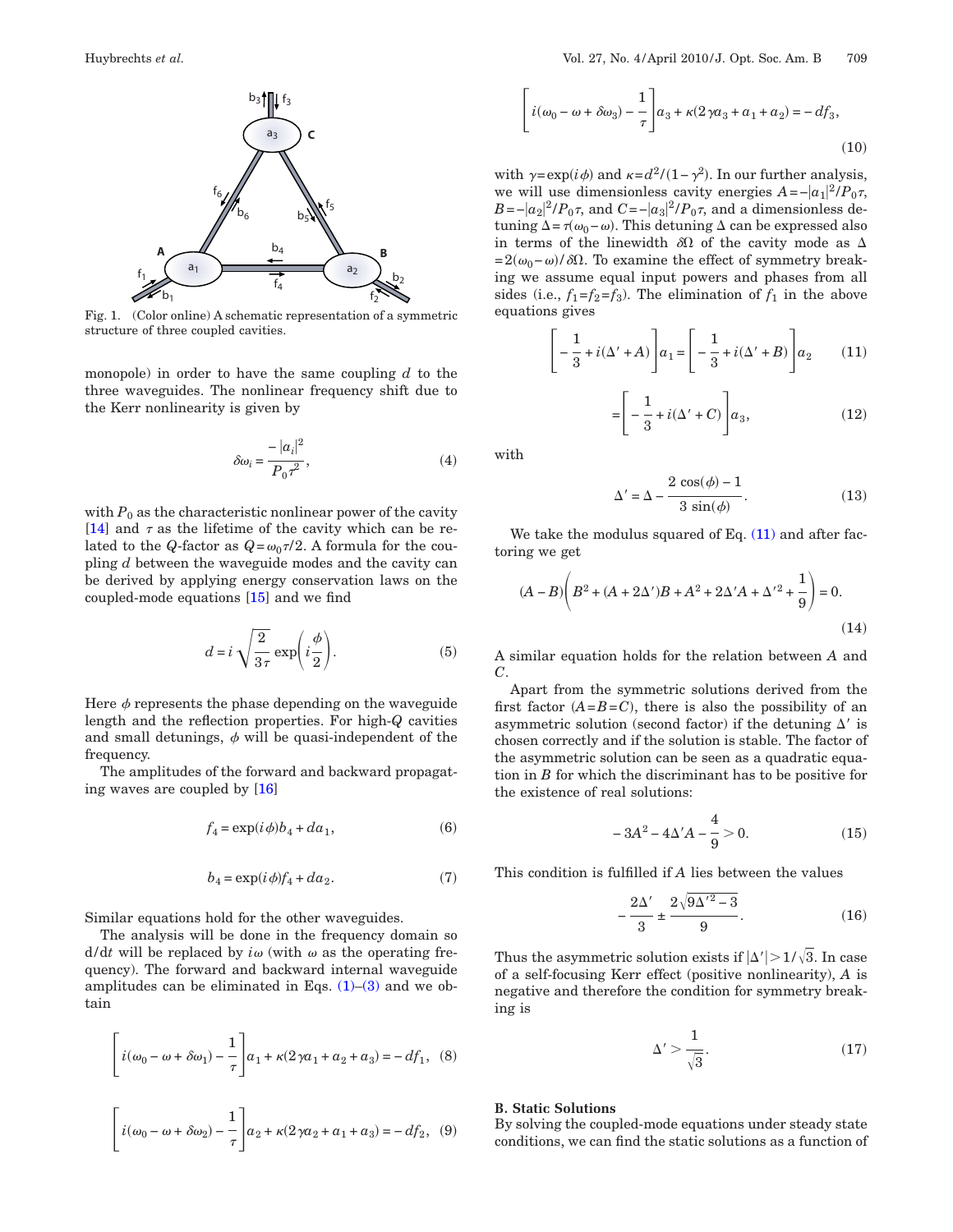Fig. 1. (Color online) A schematic representation of a symmetric structure of three coupled cavities.

monopole) in order to have the same coupling $d$ to the three waveguides. The nonlinear frequency shift due to the Kerr nonlinearity is given by

$$\delta\omega_i = \frac{-|a_i|^2}{P_0\tau^2}, \tag{4}$$

with $P_0$ as the characteristic nonlinear power of the cavity [14] and $\tau$ as the lifetime of the cavity which can be related to the $Q$-factor as $Q=\omega_0\tau/2$. A formula for the coupling $d$ between the waveguide modes and the cavity can be derived by applying energy conservation laws on the coupled-mode equations [15] and we find

$$d = i\sqrt{\frac{2}{3\tau}}\exp\left(i\frac{\phi}{2}\right). \tag{5}$$

Here $\phi$ represents the phase depending on the waveguide length and the reflection properties. For high-$Q$ cavities and small detunings, $\phi$ will be quasi-independent of the frequency.

The amplitudes of the forward and backward propagating waves are coupled by [16]

$$f_4 = \exp(i\phi)b_4 + da_1, \tag{6}$$

$$b_4 = \exp(i\phi)f_4 + da_2. \tag{7}$$

Similar equations hold for the other waveguides.

The analysis will be done in the frequency domain so $\mathrm{d}/\mathrm{d}t$ will be replaced by $i\omega$ (with $\omega$ as the operating frequency). The forward and backward internal waveguide amplitudes can be eliminated in Eqs. (1)–(3) and we obtain

$$\left[i(\omega_0-\omega+\delta\omega_1)-\frac{1}{\tau}\right]a_1+\kappa(2\gamma a_1+a_2+a_3)=-df_1, \tag{8}$$

$$\left[i(\omega_0-\omega+\delta\omega_2)-\frac{1}{\tau}\right]a_2+\kappa(2\gamma a_2+a_1+a_3)=-df_2, \tag{9}$$

$$\left[i(\omega_0-\omega+\delta\omega_3)-\frac{1}{\tau}\right]a_3+\kappa(2\gamma a_3+a_1+a_2)=-df_3, \tag{10}$$

with $\gamma=\exp(i\phi)$ and $\kappa=d^2/(1-\gamma^2)$. In our further analysis, we will use dimensionless cavity energies $A=-|a_1|^2/P_0\tau$, $B=-|a_2|^2/P_0\tau$, and $C=-|a_3|^2/P_0\tau$, and a dimensionless detuning $\Delta=\tau(\omega_0-\omega)$. This detuning $\Delta$ can be expressed also in terms of the linewidth $\delta\Omega$ of the cavity mode as $\Delta=2(\omega_0-\omega)/\delta\Omega$. To examine the effect of symmetry breaking we assume equal input powers and phases from all sides (i.e., $f_1=f_2=f_3$). The elimination of $f_1$ in the above equations gives

$$\left[-\frac{1}{3}+i(\Delta'+A)\right]a_1=\left[-\frac{1}{3}+i(\Delta'+B)\right]a_2 \tag{11}$$

$$=\left[-\frac{1}{3}+i(\Delta'+C)\right]a_3, \tag{12}$$

with

$$\Delta' = \Delta - \frac{2\cos(\phi)-1}{3\sin(\phi)}. \tag{13}$$

We take the modulus squared of Eq. (11) and after factoring we get

$$(A-B)\left(B^2+(A+2\Delta')B+A^2+2\Delta'A+\Delta'^2+\frac{1}{9}\right)=0. \tag{14}$$

A similar equation holds for the relation between $A$ and $C$.

Apart from the symmetric solutions derived from the first factor ($A=B=C$), there is also the possibility of an asymmetric solution (second factor) if the detuning $\Delta'$ is chosen correctly and if the solution is stable. The factor of the asymmetric solution can be seen as a quadratic equation in $B$ for which the discriminant has to be positive for the existence of real solutions:

$$-3A^2-4\Delta'A-\frac{4}{9}>0. \tag{15}$$

This condition is fulfilled if $A$ lies between the values

$$-\frac{2\Delta'}{3}\pm\frac{2\sqrt{9\Delta'^2-3}}{9}. \tag{16}$$

Thus the asymmetric solution exists if $|\Delta'|>1/\sqrt{3}$. In case of a self-focusing Kerr effect (positive nonlinearity), $A$ is negative and therefore the condition for symmetry breaking is

$$\Delta' > \frac{1}{\sqrt{3}}. \tag{17}$$

### B. Static Solutions

By solving the coupled-mode equations under steady state conditions, we can find the static solutions as a function of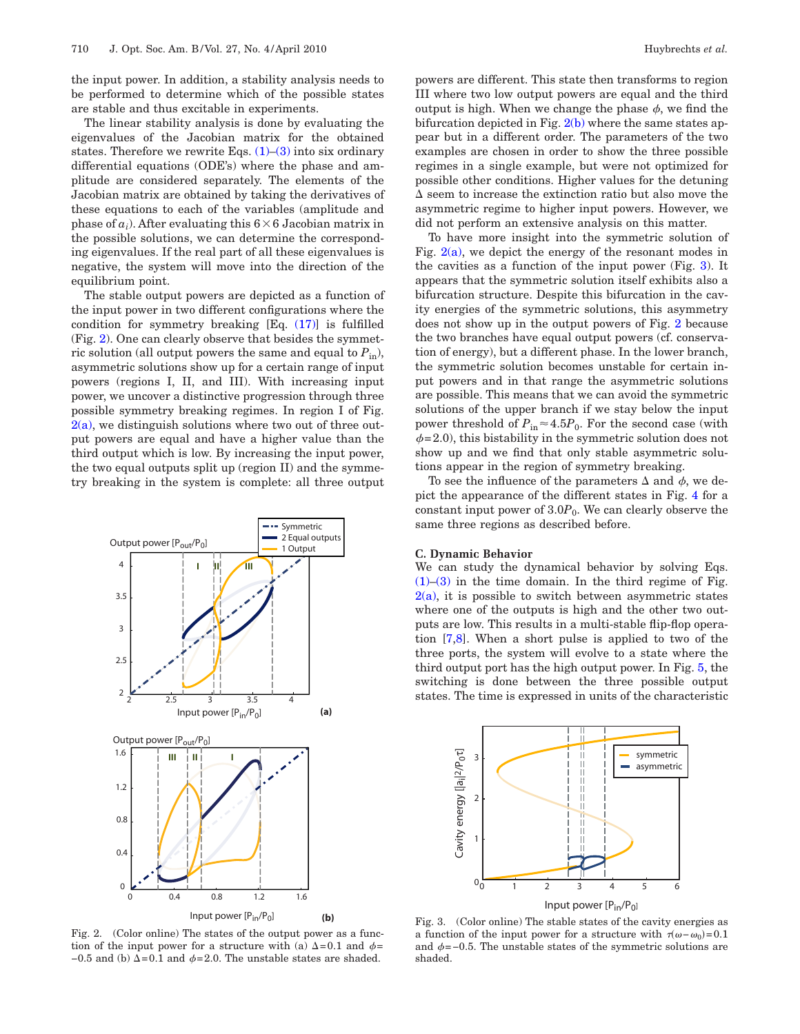the input power. In addition, a stability analysis needs to be performed to determine which of the possible states are stable and thus excitable in experiments.

The linear stability analysis is done by evaluating the eigenvalues of the Jacobian matrix for the obtained states. Therefore we rewrite Eqs. (1)–(3) into six ordinary differential equations (ODE's) where the phase and amplitude are considered separately. The elements of the Jacobian matrix are obtained by taking the derivatives of these equations to each of the variables (amplitude and phase of $a_i$). After evaluating this $6\times 6$ Jacobian matrix in the possible solutions, we can determine the corresponding eigenvalues. If the real part of all these eigenvalues is negative, the system will move into the direction of the equilibrium point.

The stable output powers are depicted as a function of the input power in two different configurations where the condition for symmetry breaking [Eq. (17)] is fulfilled (Fig. 2). One can clearly observe that besides the symmetric solution (all output powers the same and equal to $P_{\text{in}}$), asymmetric solutions show up for a certain range of input powers (regions I, II, and III). With increasing input power, we uncover a distinctive progression through three possible symmetry breaking regimes. In region I of Fig. 2(a), we distinguish solutions where two out of three output powers are equal and have a higher value than the third output which is low. By increasing the input power, the two equal outputs split up (region II) and the symmetry breaking in the system is complete: all three output powers are different. This state then transforms to region III where two low output powers are equal and the third output is high. When we change the phase $\phi$, we find the bifurcation depicted in Fig. 2(b) where the same states appear but in a different order. The parameters of the two examples are chosen in order to show the three possible regimes in a single example, but were not optimized for possible other conditions. Higher values for the detuning $\Delta$ seem to increase the extinction ratio but also move the asymmetric regime to higher input powers. However, we did not perform an extensive analysis on this matter.

Fig. 2. (Color online) The states of the output power as a function of the input power for a structure with (a) $\Delta=0.1$ and $\phi=-0.5$ and (b) $\Delta=0.1$ and $\phi=2.0$. The unstable states are shaded.

To have more insight into the symmetric solution of Fig. 2(a), we depict the energy of the resonant modes in the cavities as a function of the input power (Fig. 3). It appears that the symmetric solution itself exhibits also a bifurcation structure. Despite this bifurcation in the cavity energies of the symmetric solutions, this asymmetry does not show up in the output powers of Fig. 2 because the two branches have equal output powers (cf. conservation of energy), but a different phase. In the lower branch, the symmetric solution becomes unstable for certain input powers and in that range the asymmetric solutions are possible. This means that we can avoid the symmetric solutions of the upper branch if we stay below the input power threshold of $P_{\text{in}}\approx 4.5P_0$. For the second case (with $\phi=2.0$), this bistability in the symmetric solution does not show up and we find that only stable asymmetric solutions appear in the region of symmetry breaking.

To see the influence of the parameters $\Delta$ and $\phi$, we depict the appearance of the different states in Fig. 4 for a constant input power of $3.0P_0$. We can clearly observe the same three regions as described before.

### C. Dynamic Behavior

We can study the dynamical behavior by solving Eqs. (1)–(3) in the time domain. In the third regime of Fig. 2(a), it is possible to switch between asymmetric states where one of the outputs is high and the other two outputs are low. This results in a multi-stable flip-flop operation [7,8]. When a short pulse is applied to two of the three ports, the system will evolve to a state where the third output port has the high output power. In Fig. 5, the switching is done between the three possible output states. The time is expressed in units of the characteristic

Fig. 3. (Color online) The stable states of the cavity energies as a function of the input power for a structure with $\tau(\omega-\omega_0)=0.1$ and $\phi=-0.5$. The unstable states of the symmetric solutions are shaded.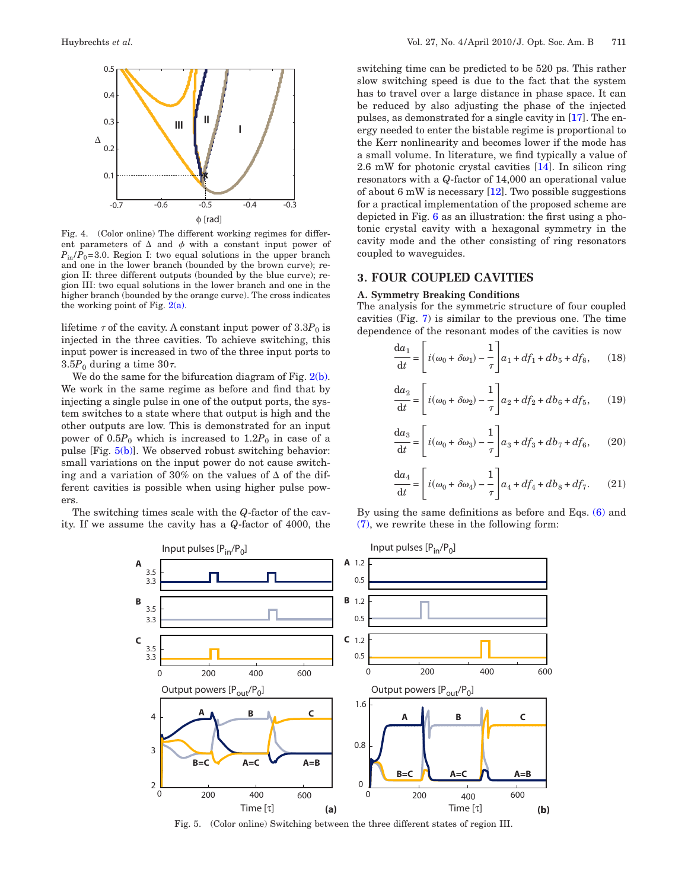Fig. 4. (Color online) The different working regimes for different parameters of $\Delta$ and $\phi$ with a constant input power of $P_{in}/P_0=3.0$. Region I: two equal solutions in the upper branch and one in the lower branch (bounded by the brown curve); region II: three different outputs (bounded by the blue curve); region III: two equal solutions in the lower branch and one in the higher branch (bounded by the orange curve). The cross indicates the working point of Fig. 2(a).

lifetime $\tau$ of the cavity. A constant input power of $3.3P_0$ is injected in the three cavities. To achieve switching, this input power is increased in two of the three input ports to $3.5P_0$ during a time $30\tau$.

We do the same for the bifurcation diagram of Fig. 2(b). We work in the same regime as before and find that by injecting a single pulse in one of the output ports, the system switches to a state where that output is high and the other outputs are low. This is demonstrated for an input power of $0.5P_0$ which is increased to $1.2P_0$ in case of a pulse [Fig. 5(b)]. We observed robust switching behavior: small variations on the input power do not cause switching and a variation of 30% on the values of $\Delta$ of the different cavities is possible when using higher pulse powers.

The switching times scale with the $Q$-factor of the cavity. If we assume the cavity has a $Q$-factor of 4000, the switching time can be predicted to be 520 ps. This rather slow switching speed is due to the fact that the system has to travel over a large distance in phase space. It can be reduced by also adjusting the phase of the injected pulses, as demonstrated for a single cavity in [17]. The energy needed to enter the bistable regime is proportional to the Kerr nonlinearity and becomes lower if the mode has a small volume. In literature, we find typically a value of 2.6 mW for photonic crystal cavities [14]. In silicon ring resonators with a $Q$-factor of 14,000 an operational value of about 6 mW is necessary [12]. Two possible suggestions for a practical implementation of the proposed scheme are depicted in Fig. 6 as an illustration: the first using a photonic crystal cavity with a hexagonal symmetry in the cavity mode and the other consisting of ring resonators coupled to waveguides.

## 3. FOUR COUPLED CAVITIES

### A. Symmetry Breaking Conditions

The analysis for the symmetric structure of four coupled cavities (Fig. 7) is similar to the previous one. The time dependence of the resonant modes of the cavities is now

$$\frac{da_1}{dt} = \left[ i(\omega_0 + \delta\omega_1) - \frac{1}{\tau} \right] a_1 + df_1 + db_5 + df_8, \qquad (18)$$

$$\frac{da_2}{dt} = \left[ i(\omega_0 + \delta\omega_2) - \frac{1}{\tau} \right] a_2 + df_2 + db_6 + df_5, \qquad (19)$$

$$\frac{da_3}{dt} = \left[ i(\omega_0 + \delta\omega_3) - \frac{1}{\tau} \right] a_3 + df_3 + db_7 + df_6, \qquad (20)$$

$$\frac{da_4}{dt} = \left[ i(\omega_0 + \delta\omega_4) - \frac{1}{\tau} \right] a_4 + df_4 + db_8 + df_7. \qquad (21)$$

By using the same definitions as before and Eqs. (6) and (7), we rewrite these in the following form:

Fig. 5. (Color online) Switching between the three different states of region III.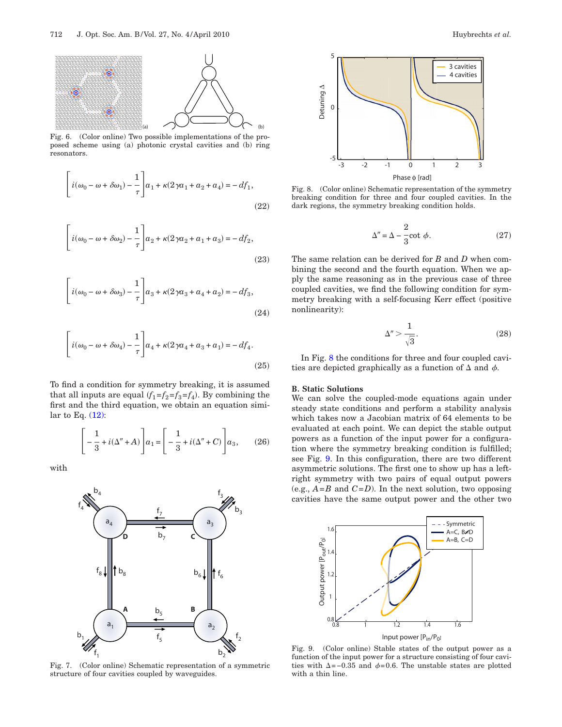Fig. 6. (Color online) Two possible implementations of the proposed scheme using (a) photonic crystal cavities and (b) ring resonators.

$$\left[i(\omega_0 - \omega + \delta\omega_1) - \frac{1}{\tau}\right]a_1 + \kappa(2\gamma a_1 + a_2 + a_4) = -df_1, \tag{22}$$

$$\left[i(\omega_0 - \omega + \delta\omega_2) - \frac{1}{\tau}\right]a_2 + \kappa(2\gamma a_2 + a_1 + a_3) = -df_2, \tag{23}$$

$$\left[i(\omega_0 - \omega + \delta\omega_3) - \frac{1}{\tau}\right]a_3 + \kappa(2\gamma a_3 + a_4 + a_2) = -df_3, \tag{24}$$

$$\left[i(\omega_0 - \omega + \delta\omega_4) - \frac{1}{\tau}\right]a_4 + \kappa(2\gamma a_4 + a_3 + a_1) = -df_4. \tag{25}$$

To find a condition for symmetry breaking, it is assumed that all inputs are equal ($f_1 = f_2 = f_3 = f_4$). By combining the first and the third equation, we obtain an equation similar to Eq. (12):

$$\left[-\frac{1}{3} + i(\Delta'' + A)\right]a_1 = \left[-\frac{1}{3} + i(\Delta'' + C)\right]a_3, \tag{26}$$

with

Fig. 7. (Color online) Schematic representation of a symmetric structure of four cavities coupled by waveguides.

Fig. 8. (Color online) Schematic representation of the symmetry breaking condition for three and four coupled cavities. In the dark regions, the symmetry breaking condition holds.

$$\Delta'' = \Delta - \frac{2}{3}\cot\,\phi. \tag{27}$$

The same relation can be derived for $B$ and $D$ when combining the second and the fourth equation. When we apply the same reasoning as in the previous case of three coupled cavities, we find the following condition for symmetry breaking with a self-focusing Kerr effect (positive nonlinearity):

$$\Delta'' > \frac{1}{\sqrt{3}}. \tag{28}$$

In Fig. 8 the conditions for three and four coupled cavities are depicted graphically as a function of $\Delta$ and $\phi$.

### B. Static Solutions

We can solve the coupled-mode equations again under steady state conditions and perform a stability analysis which takes now a Jacobian matrix of 64 elements to be evaluated at each point. We can depict the stable output powers as a function of the input power for a configuration where the symmetry breaking condition is fulfilled; see Fig. 9. In this configuration, there are two different asymmetric solutions. The first one to show up has a left-right symmetry with two pairs of equal output powers (e.g., $A = B$ and $C = D$). In the next solution, two opposing cavities have the same output power and the other two

Fig. 9. (Color online) Stable states of the output power as a function of the input power for a structure consisting of four cavities with $\Delta = -0.35$ and $\phi = 0.6$. The unstable states are plotted with a thin line.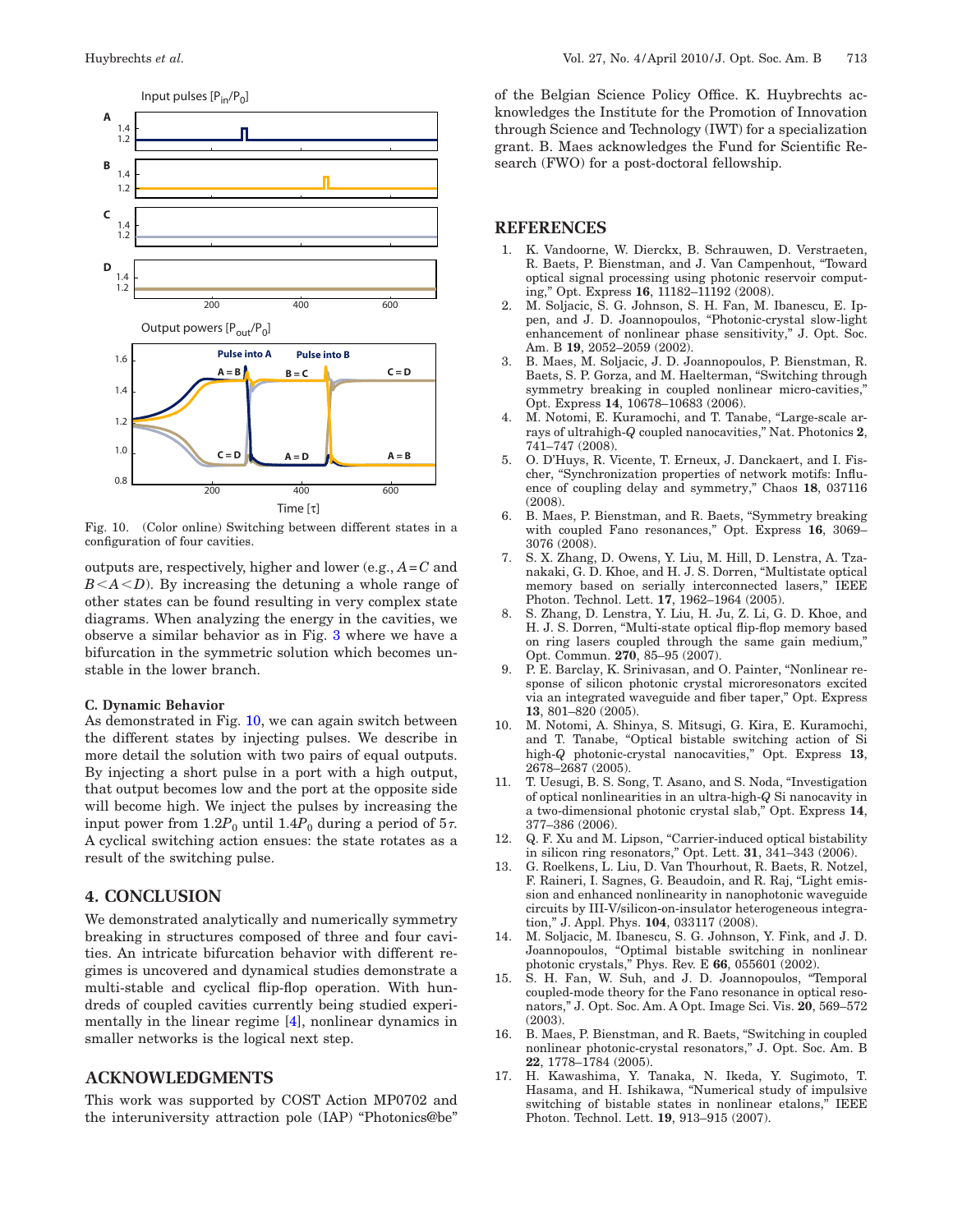Input pulses [$P_{in}/P_0$]

A
1.4
1.2

B
1.4
1.2

C
1.4
1.2

D
1.4
1.2

200
400
600

Output powers [$P_{out}/P_0$]

1.6
1.4
1.2
1.0
0.8

Pulse into A
Pulse into B

A = B
B = C
C = D
C = D
A = D
A = B

200
400
600

Time [τ]

Fig. 10. (Color online) Switching between different states in a configuration of four cavities.

outputs are, respectively, higher and lower (e.g., $A = C$ and $B < A < D$). By increasing the detuning a whole range of other states can be found resulting in very complex state diagrams. When analyzing the energy in the cavities, we observe a similar behavior as in Fig. 3 where we have a bifurcation in the symmetric solution which becomes unstable in the lower branch.

### C. Dynamic Behavior

As demonstrated in Fig. 10, we can again switch between the different states by injecting pulses. We describe in more detail the solution with two pairs of equal outputs. By injecting a short pulse in a port with a high output, that output becomes low and the port at the opposite side will become high. We inject the pulses by increasing the input power from $1.2P_0$ until $1.4P_0$ during a period of $5\tau$. A cyclical switching action ensues: the state rotates as a result of the switching pulse.

## 4. CONCLUSION

We demonstrated analytically and numerically symmetry breaking in structures composed of three and four cavities. An intricate bifurcation behavior with different regimes is uncovered and dynamical studies demonstrate a multi-stable and cyclical flip-flop operation. With hundreds of coupled cavities currently being studied experimentally in the linear regime [4], nonlinear dynamics in smaller networks is the logical next step.

## ACKNOWLEDGMENTS

This work was supported by COST Action MP0702 and the interuniversity attraction pole (IAP) "Photonics@be" of the Belgian Science Policy Office. K. Huybrechts acknowledges the Institute for the Promotion of Innovation through Science and Technology (IWT) for a specialization grant. B. Maes acknowledges the Fund for Scientific Research (FWO) for a post-doctoral fellowship.

## REFERENCES

1. K. Vandoorne, W. Dierckx, B. Schrauwen, D. Verstraeten, R. Baets, P. Bienstman, and J. Van Campenhout, "Toward optical signal processing using photonic reservoir computing," Opt. Express **16**, 11182–11192 (2008).
2. M. Soljacic, S. G. Johnson, S. H. Fan, M. Ibanescu, E. Ippen, and J. D. Joannopoulos, "Photonic-crystal slow-light enhancement of nonlinear phase sensitivity," J. Opt. Soc. Am. B **19**, 2052–2059 (2002).
3. B. Maes, M. Soljacic, J. D. Joannopoulos, P. Bienstman, R. Baets, S. P. Gorza, and M. Haelterman, "Switching through symmetry breaking in coupled nonlinear micro-cavities," Opt. Express **14**, 10678–10683 (2006).
4. M. Notomi, E. Kuramochi, and T. Tanabe, "Large-scale arrays of ultrahigh-*Q* coupled nanocavities," Nat. Photonics **2**, 741–747 (2008).
5. O. D'Huys, R. Vicente, T. Erneux, J. Danckaert, and I. Fischer, "Synchronization properties of network motifs: Influence of coupling delay and symmetry," Chaos **18**, 037116 (2008).
6. B. Maes, P. Bienstman, and R. Baets, "Symmetry breaking with coupled Fano resonances," Opt. Express **16**, 3069–3076 (2008).
7. S. X. Zhang, D. Owens, Y. Liu, M. Hill, D. Lenstra, A. Tzanakaki, G. D. Khoe, and H. J. S. Dorren, "Multistate optical memory based on serially interconnected lasers," IEEE Photon. Technol. Lett. **17**, 1962–1964 (2005).
8. S. Zhang, D. Lenstra, Y. Liu, H. Ju, Z. Li, G. D. Khoe, and H. J. S. Dorren, "Multi-state optical flip-flop memory based on ring lasers coupled through the same gain medium," Opt. Commun. **270**, 85–95 (2007).
9. P. E. Barclay, K. Srinivasan, and O. Painter, "Nonlinear response of silicon photonic crystal microresonators excited via an integrated waveguide and fiber taper," Opt. Express **13**, 801–820 (2005).
10. M. Notomi, A. Shinya, S. Mitsugi, G. Kira, E. Kuramochi, and T. Tanabe, "Optical bistable switching action of Si high-*Q* photonic-crystal nanocavities," Opt. Express **13**, 2678–2687 (2005).
11. T. Uesugi, B. S. Song, T. Asano, and S. Noda, "Investigation of optical nonlinearities in an ultra-high-*Q* Si nanocavity in a two-dimensional photonic crystal slab," Opt. Express **14**, 377–386 (2006).
12. Q. F. Xu and M. Lipson, "Carrier-induced optical bistability in silicon ring resonators," Opt. Lett. **31**, 341–343 (2006).
13. G. Roelkens, L. Liu, D. Van Thourhout, R. Baets, R. Notzel, F. Raineri, I. Sagnes, G. Beaudoin, and R. Raj, "Light emission and enhanced nonlinearity in nanophotonic waveguide circuits by III-V/silicon-on-insulator heterogeneous integration," J. Appl. Phys. **104**, 033117 (2008).
14. M. Soljacic, M. Ibanescu, S. G. Johnson, Y. Fink, and J. D. Joannopoulos, "Optimal bistable switching in nonlinear photonic crystals," Phys. Rev. E **66**, 055601 (2002).
15. S. H. Fan, W. Suh, and J. D. Joannopoulos, "Temporal coupled-mode theory for the Fano resonance in optical resonators," J. Opt. Soc. Am. A Opt. Image Sci. Vis. **20**, 569–572 (2003).
16. B. Maes, P. Bienstman, and R. Baets, "Switching in coupled nonlinear photonic-crystal resonators," J. Opt. Soc. Am. B **22**, 1778–1784 (2005).
17. H. Kawashima, Y. Tanaka, N. Ikeda, Y. Sugimoto, T. Hasama, and H. Ishikawa, "Numerical study of impulsive switching of bistable states in nonlinear etalons," IEEE Photon. Technol. Lett. **19**, 913–915 (2007).